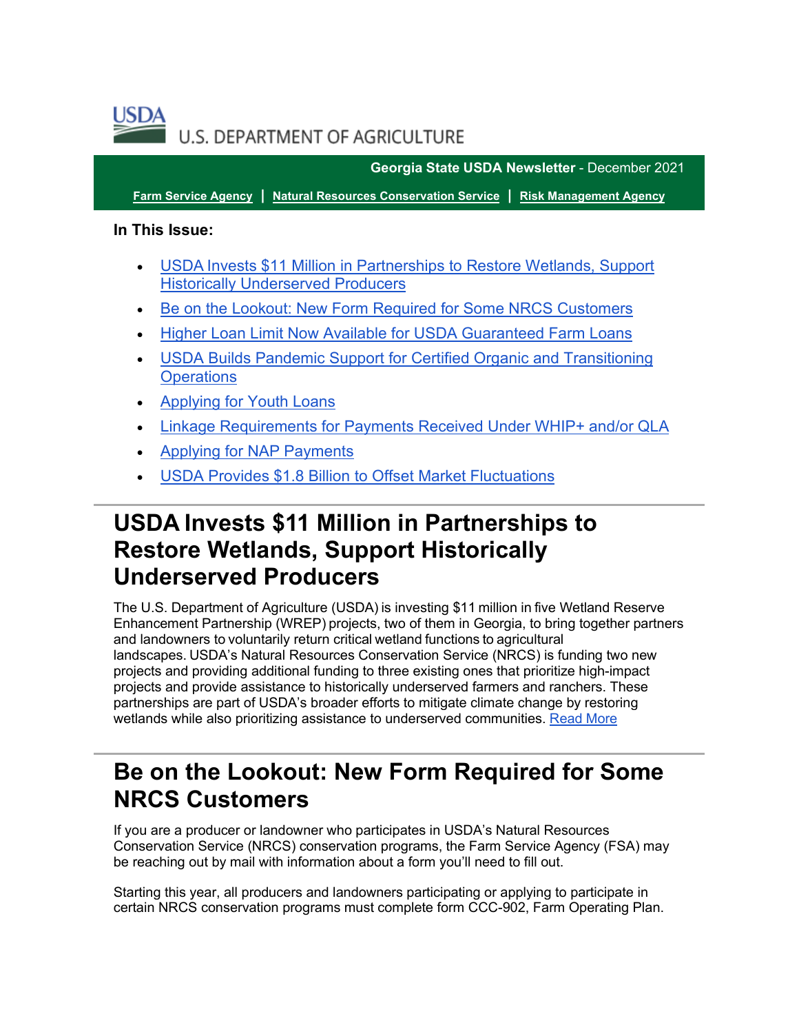USDA U.S. DEPARTMENT OF AGRICULTURE

**Georgia State USDA Newsletter** - December 2021

[Farm Service Agency](#) | [Natural Resources Conservation Service](#) | [Risk Management Agency](#)

**In This Issue:**

- USDA Invests $11 Million in Partnerships to Restore Wetlands, Support Historically Underserved Producers
- Be on the Lookout: New Form Required for Some NRCS Customers
- Higher Loan Limit Now Available for USDA Guaranteed Farm Loans
- USDA Builds Pandemic Support for Certified Organic and Transitioning Operations
- Applying for Youth Loans
- Linkage Requirements for Payments Received Under WHIP+ and/or QLA
- Applying for NAP Payments
- USDA Provides $1.8 Billion to Offset Market Fluctuations

# USDA Invests $11 Million in Partnerships to Restore Wetlands, Support Historically Underserved Producers

The U.S. Department of Agriculture (USDA) is investing $11 million in five Wetland Reserve Enhancement Partnership (WREP) projects, two of them in Georgia, to bring together partners and landowners to voluntarily return critical wetland functions to agricultural landscapes. USDA's Natural Resources Conservation Service (NRCS) is funding two new projects and providing additional funding to three existing ones that prioritize high-impact projects and provide assistance to historically underserved farmers and ranchers. These partnerships are part of USDA's broader efforts to mitigate climate change by restoring wetlands while also prioritizing assistance to underserved communities. Read More

# Be on the Lookout: New Form Required for Some NRCS Customers

If you are a producer or landowner who participates in USDA's Natural Resources Conservation Service (NRCS) conservation programs, the Farm Service Agency (FSA) may be reaching out by mail with information about a form you'll need to fill out.

Starting this year, all producers and landowners participating or applying to participate in certain NRCS conservation programs must complete form CCC-902, Farm Operating Plan.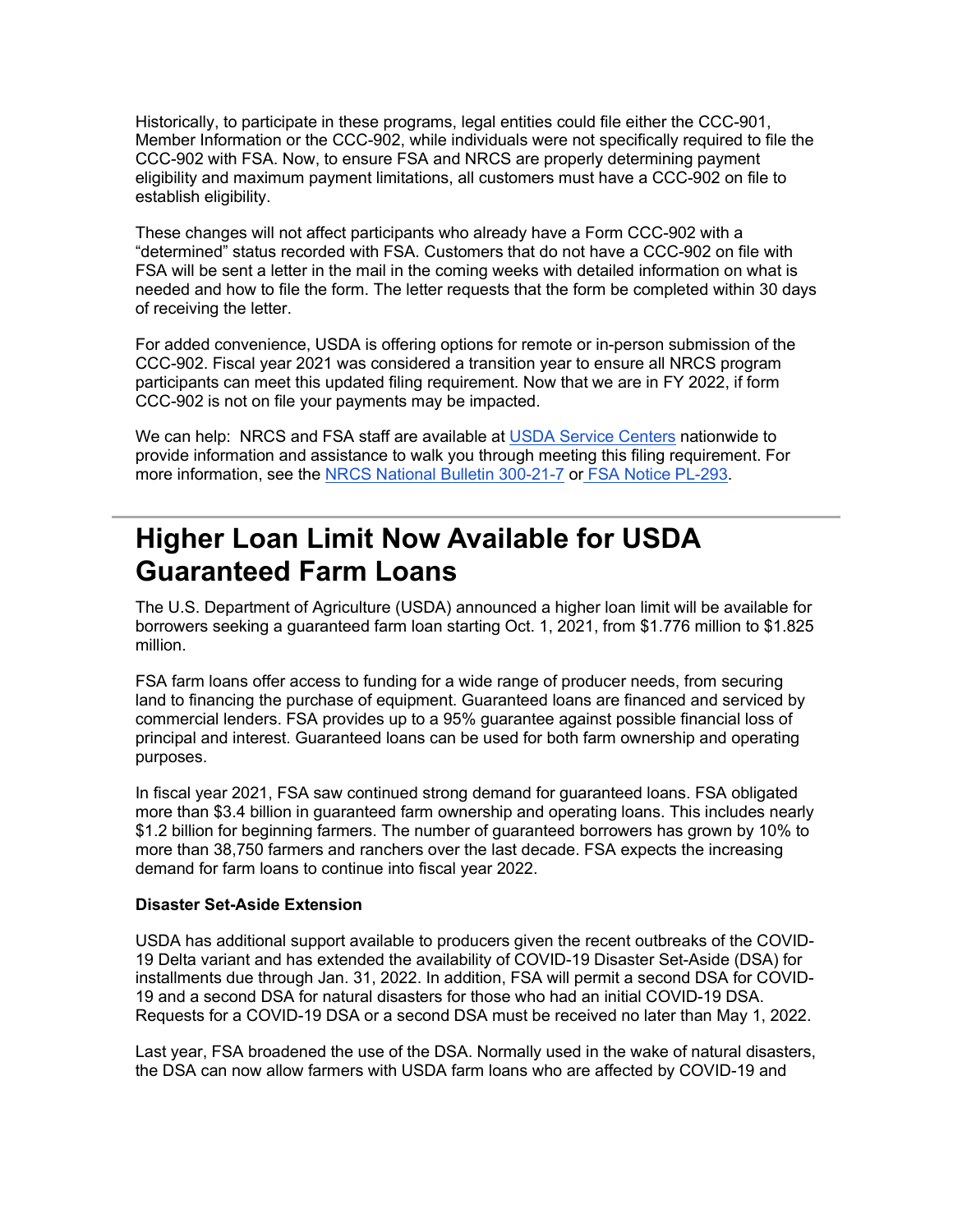Historically, to participate in these programs, legal entities could file either the CCC-901, Member Information or the CCC-902, while individuals were not specifically required to file the CCC-902 with FSA. Now, to ensure FSA and NRCS are properly determining payment eligibility and maximum payment limitations, all customers must have a CCC-902 on file to establish eligibility.

These changes will not affect participants who already have a Form CCC-902 with a "determined" status recorded with FSA. Customers that do not have a CCC-902 on file with FSA will be sent a letter in the mail in the coming weeks with detailed information on what is needed and how to file the form. The letter requests that the form be completed within 30 days of receiving the letter.

For added convenience, USDA is offering options for remote or in-person submission of the CCC-902. Fiscal year 2021 was considered a transition year to ensure all NRCS program participants can meet this updated filing requirement. Now that we are in FY 2022, if form CCC-902 is not on file your payments may be impacted.

We can help: NRCS and FSA staff are available at USDA Service Centers nationwide to provide information and assistance to walk you through meeting this filing requirement. For more information, see the NRCS National Bulletin 300-21-7 or FSA Notice PL-293.

---

# Higher Loan Limit Now Available for USDA Guaranteed Farm Loans

The U.S. Department of Agriculture (USDA) announced a higher loan limit will be available for borrowers seeking a guaranteed farm loan starting Oct. 1, 2021, from $1.776 million to $1.825 million.

FSA farm loans offer access to funding for a wide range of producer needs, from securing land to financing the purchase of equipment. Guaranteed loans are financed and serviced by commercial lenders. FSA provides up to a 95% guarantee against possible financial loss of principal and interest. Guaranteed loans can be used for both farm ownership and operating purposes.

In fiscal year 2021, FSA saw continued strong demand for guaranteed loans. FSA obligated more than $3.4 billion in guaranteed farm ownership and operating loans. This includes nearly $1.2 billion for beginning farmers. The number of guaranteed borrowers has grown by 10% to more than 38,750 farmers and ranchers over the last decade. FSA expects the increasing demand for farm loans to continue into fiscal year 2022.

**Disaster Set-Aside Extension**

USDA has additional support available to producers given the recent outbreaks of the COVID-19 Delta variant and has extended the availability of COVID-19 Disaster Set-Aside (DSA) for installments due through Jan. 31, 2022. In addition, FSA will permit a second DSA for COVID-19 and a second DSA for natural disasters for those who had an initial COVID-19 DSA. Requests for a COVID-19 DSA or a second DSA must be received no later than May 1, 2022.

Last year, FSA broadened the use of the DSA. Normally used in the wake of natural disasters, the DSA can now allow farmers with USDA farm loans who are affected by COVID-19 and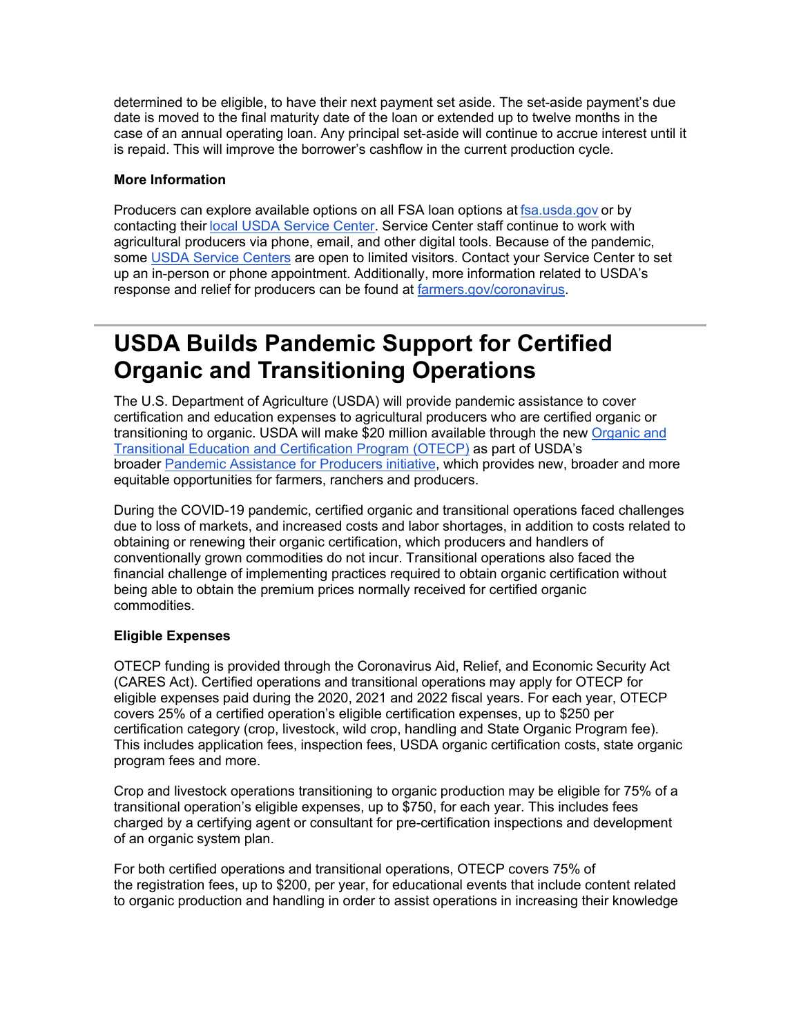determined to be eligible, to have their next payment set aside. The set-aside payment's due date is moved to the final maturity date of the loan or extended up to twelve months in the case of an annual operating loan. Any principal set-aside will continue to accrue interest until it is repaid. This will improve the borrower's cashflow in the current production cycle.

**More Information**

Producers can explore available options on all FSA loan options at fsa.usda.gov or by contacting their local USDA Service Center. Service Center staff continue to work with agricultural producers via phone, email, and other digital tools. Because of the pandemic, some USDA Service Centers are open to limited visitors. Contact your Service Center to set up an in-person or phone appointment. Additionally, more information related to USDA's response and relief for producers can be found at farmers.gov/coronavirus.

---

# USDA Builds Pandemic Support for Certified Organic and Transitioning Operations

The U.S. Department of Agriculture (USDA) will provide pandemic assistance to cover certification and education expenses to agricultural producers who are certified organic or transitioning to organic. USDA will make $20 million available through the new Organic and Transitional Education and Certification Program (OTECP) as part of USDA's broader Pandemic Assistance for Producers initiative, which provides new, broader and more equitable opportunities for farmers, ranchers and producers.

During the COVID-19 pandemic, certified organic and transitional operations faced challenges due to loss of markets, and increased costs and labor shortages, in addition to costs related to obtaining or renewing their organic certification, which producers and handlers of conventionally grown commodities do not incur. Transitional operations also faced the financial challenge of implementing practices required to obtain organic certification without being able to obtain the premium prices normally received for certified organic commodities.

**Eligible Expenses**

OTECP funding is provided through the Coronavirus Aid, Relief, and Economic Security Act (CARES Act). Certified operations and transitional operations may apply for OTECP for eligible expenses paid during the 2020, 2021 and 2022 fiscal years. For each year, OTECP covers 25% of a certified operation's eligible certification expenses, up to $250 per certification category (crop, livestock, wild crop, handling and State Organic Program fee). This includes application fees, inspection fees, USDA organic certification costs, state organic program fees and more.

Crop and livestock operations transitioning to organic production may be eligible for 75% of a transitional operation's eligible expenses, up to $750, for each year. This includes fees charged by a certifying agent or consultant for pre-certification inspections and development of an organic system plan.

For both certified operations and transitional operations, OTECP covers 75% of the registration fees, up to $200, per year, for educational events that include content related to organic production and handling in order to assist operations in increasing their knowledge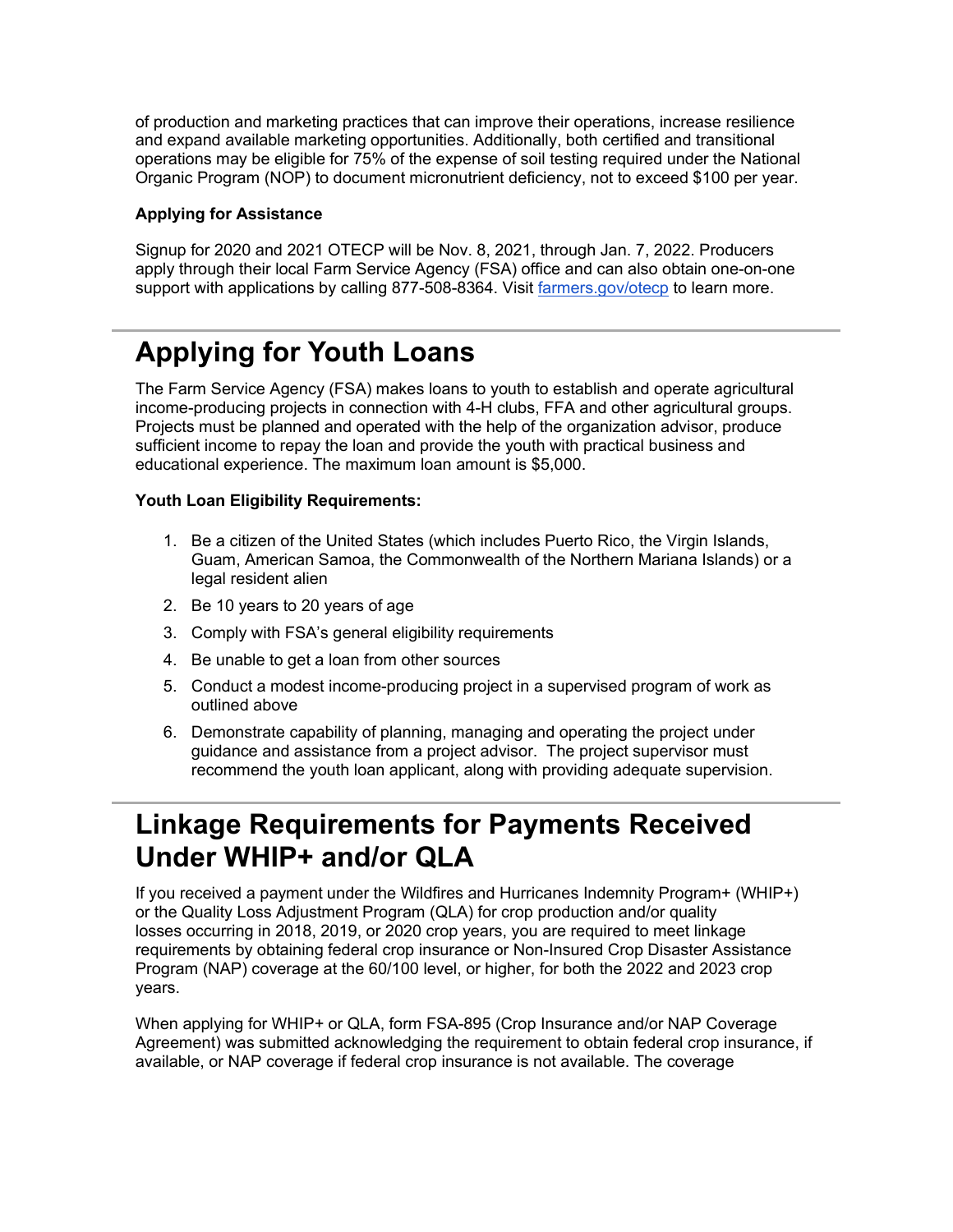of production and marketing practices that can improve their operations, increase resilience and expand available marketing opportunities. Additionally, both certified and transitional operations may be eligible for 75% of the expense of soil testing required under the National Organic Program (NOP) to document micronutrient deficiency, not to exceed $100 per year.

**Applying for Assistance**

Signup for 2020 and 2021 OTECP will be Nov. 8, 2021, through Jan. 7, 2022. Producers apply through their local Farm Service Agency (FSA) office and can also obtain one-on-one support with applications by calling 877-508-8364. Visit [farmers.gov/otecp](farmers.gov/otecp) to learn more.

---

# Applying for Youth Loans

The Farm Service Agency (FSA) makes loans to youth to establish and operate agricultural income-producing projects in connection with 4-H clubs, FFA and other agricultural groups. Projects must be planned and operated with the help of the organization advisor, produce sufficient income to repay the loan and provide the youth with practical business and educational experience. The maximum loan amount is $5,000.

**Youth Loan Eligibility Requirements:**

1. Be a citizen of the United States (which includes Puerto Rico, the Virgin Islands, Guam, American Samoa, the Commonwealth of the Northern Mariana Islands) or a legal resident alien
2. Be 10 years to 20 years of age
3. Comply with FSA's general eligibility requirements
4. Be unable to get a loan from other sources
5. Conduct a modest income-producing project in a supervised program of work as outlined above
6. Demonstrate capability of planning, managing and operating the project under guidance and assistance from a project advisor. The project supervisor must recommend the youth loan applicant, along with providing adequate supervision.

---

# Linkage Requirements for Payments Received Under WHIP+ and/or QLA

If you received a payment under the Wildfires and Hurricanes Indemnity Program+ (WHIP+) or the Quality Loss Adjustment Program (QLA) for crop production and/or quality losses occurring in 2018, 2019, or 2020 crop years, you are required to meet linkage requirements by obtaining federal crop insurance or Non-Insured Crop Disaster Assistance Program (NAP) coverage at the 60/100 level, or higher, for both the 2022 and 2023 crop years.

When applying for WHIP+ or QLA, form FSA-895 (Crop Insurance and/or NAP Coverage Agreement) was submitted acknowledging the requirement to obtain federal crop insurance, if available, or NAP coverage if federal crop insurance is not available. The coverage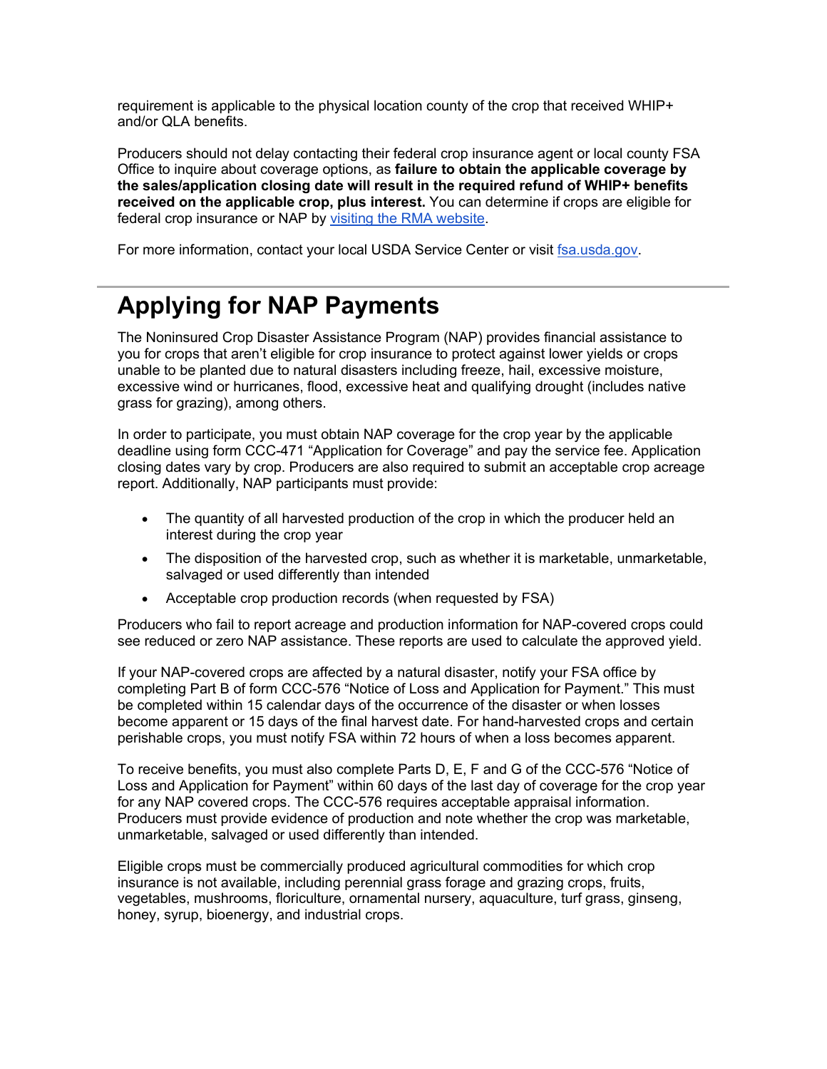requirement is applicable to the physical location county of the crop that received WHIP+ and/or QLA benefits.

Producers should not delay contacting their federal crop insurance agent or local county FSA Office to inquire about coverage options, as **failure to obtain the applicable coverage by the sales/application closing date will result in the required refund of WHIP+ benefits received on the applicable crop, plus interest.** You can determine if crops are eligible for federal crop insurance or NAP by [visiting the RMA website](https://www.rma.usda.gov).

For more information, contact your local USDA Service Center or visit [fsa.usda.gov](https://fsa.usda.gov).

---

# Applying for NAP Payments

The Noninsured Crop Disaster Assistance Program (NAP) provides financial assistance to you for crops that aren't eligible for crop insurance to protect against lower yields or crops unable to be planted due to natural disasters including freeze, hail, excessive moisture, excessive wind or hurricanes, flood, excessive heat and qualifying drought (includes native grass for grazing), among others.

In order to participate, you must obtain NAP coverage for the crop year by the applicable deadline using form CCC-471 "Application for Coverage" and pay the service fee. Application closing dates vary by crop. Producers are also required to submit an acceptable crop acreage report. Additionally, NAP participants must provide:

- The quantity of all harvested production of the crop in which the producer held an interest during the crop year
- The disposition of the harvested crop, such as whether it is marketable, unmarketable, salvaged or used differently than intended
- Acceptable crop production records (when requested by FSA)

Producers who fail to report acreage and production information for NAP-covered crops could see reduced or zero NAP assistance. These reports are used to calculate the approved yield.

If your NAP-covered crops are affected by a natural disaster, notify your FSA office by completing Part B of form CCC-576 "Notice of Loss and Application for Payment." This must be completed within 15 calendar days of the occurrence of the disaster or when losses become apparent or 15 days of the final harvest date. For hand-harvested crops and certain perishable crops, you must notify FSA within 72 hours of when a loss becomes apparent.

To receive benefits, you must also complete Parts D, E, F and G of the CCC-576 "Notice of Loss and Application for Payment" within 60 days of the last day of coverage for the crop year for any NAP covered crops. The CCC-576 requires acceptable appraisal information. Producers must provide evidence of production and note whether the crop was marketable, unmarketable, salvaged or used differently than intended.

Eligible crops must be commercially produced agricultural commodities for which crop insurance is not available, including perennial grass forage and grazing crops, fruits, vegetables, mushrooms, floriculture, ornamental nursery, aquaculture, turf grass, ginseng, honey, syrup, bioenergy, and industrial crops.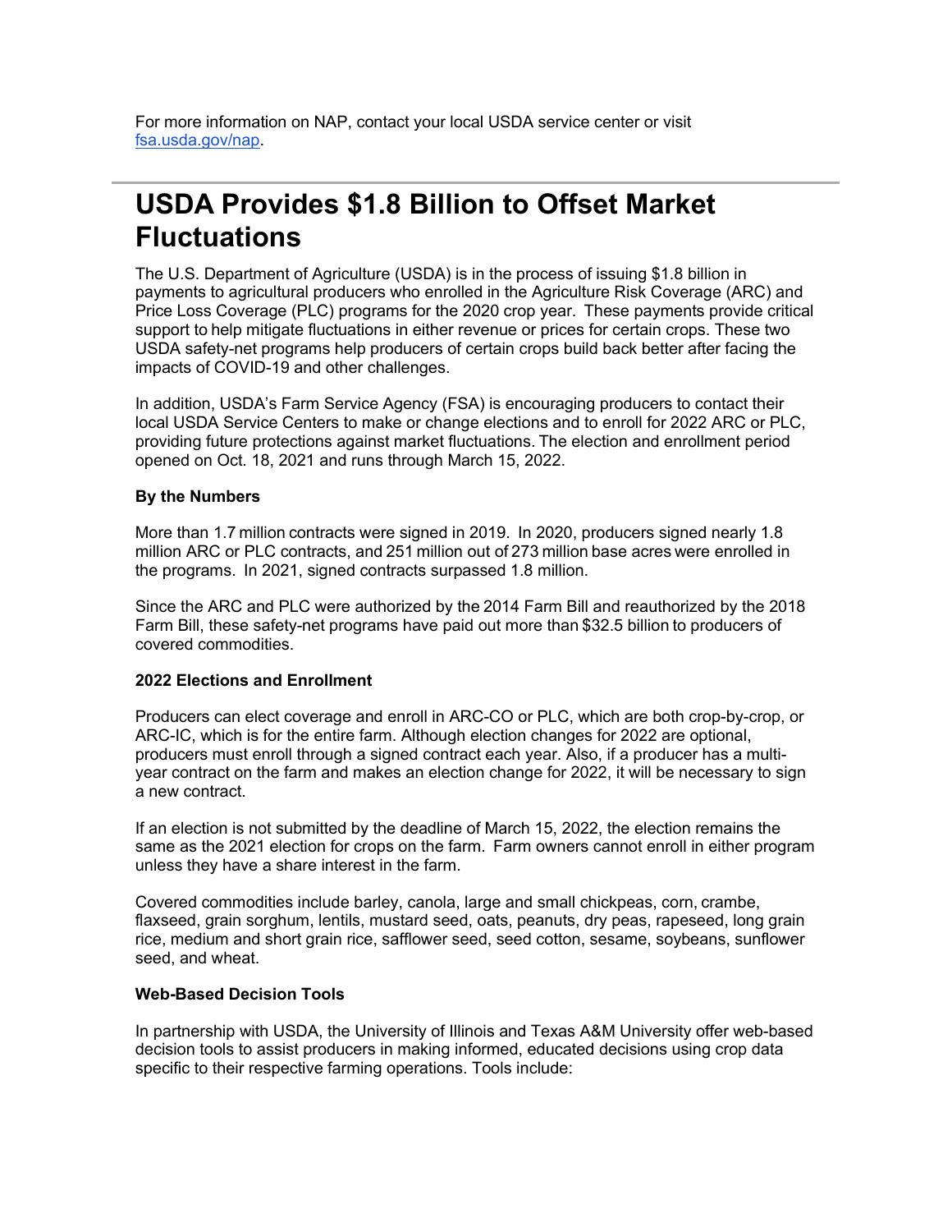For more information on NAP, contact your local USDA service center or visit [fsa.usda.gov/nap](fsa.usda.gov/nap).

---

# USDA Provides $1.8 Billion to Offset Market Fluctuations

The U.S. Department of Agriculture (USDA) is in the process of issuing $1.8 billion in payments to agricultural producers who enrolled in the Agriculture Risk Coverage (ARC) and Price Loss Coverage (PLC) programs for the 2020 crop year. These payments provide critical support to help mitigate fluctuations in either revenue or prices for certain crops. These two USDA safety-net programs help producers of certain crops build back better after facing the impacts of COVID-19 and other challenges.

In addition, USDA's Farm Service Agency (FSA) is encouraging producers to contact their local USDA Service Centers to make or change elections and to enroll for 2022 ARC or PLC, providing future protections against market fluctuations. The election and enrollment period opened on Oct. 18, 2021 and runs through March 15, 2022.

**By the Numbers**

More than 1.7 million contracts were signed in 2019. In 2020, producers signed nearly 1.8 million ARC or PLC contracts, and 251 million out of 273 million base acres were enrolled in the programs. In 2021, signed contracts surpassed 1.8 million.

Since the ARC and PLC were authorized by the 2014 Farm Bill and reauthorized by the 2018 Farm Bill, these safety-net programs have paid out more than $32.5 billion to producers of covered commodities.

**2022 Elections and Enrollment**

Producers can elect coverage and enroll in ARC-CO or PLC, which are both crop-by-crop, or ARC-IC, which is for the entire farm. Although election changes for 2022 are optional, producers must enroll through a signed contract each year. Also, if a producer has a multi-year contract on the farm and makes an election change for 2022, it will be necessary to sign a new contract.

If an election is not submitted by the deadline of March 15, 2022, the election remains the same as the 2021 election for crops on the farm. Farm owners cannot enroll in either program unless they have a share interest in the farm.

Covered commodities include barley, canola, large and small chickpeas, corn, crambe, flaxseed, grain sorghum, lentils, mustard seed, oats, peanuts, dry peas, rapeseed, long grain rice, medium and short grain rice, safflower seed, seed cotton, sesame, soybeans, sunflower seed, and wheat.

**Web-Based Decision Tools**

In partnership with USDA, the University of Illinois and Texas A&M University offer web-based decision tools to assist producers in making informed, educated decisions using crop data specific to their respective farming operations. Tools include: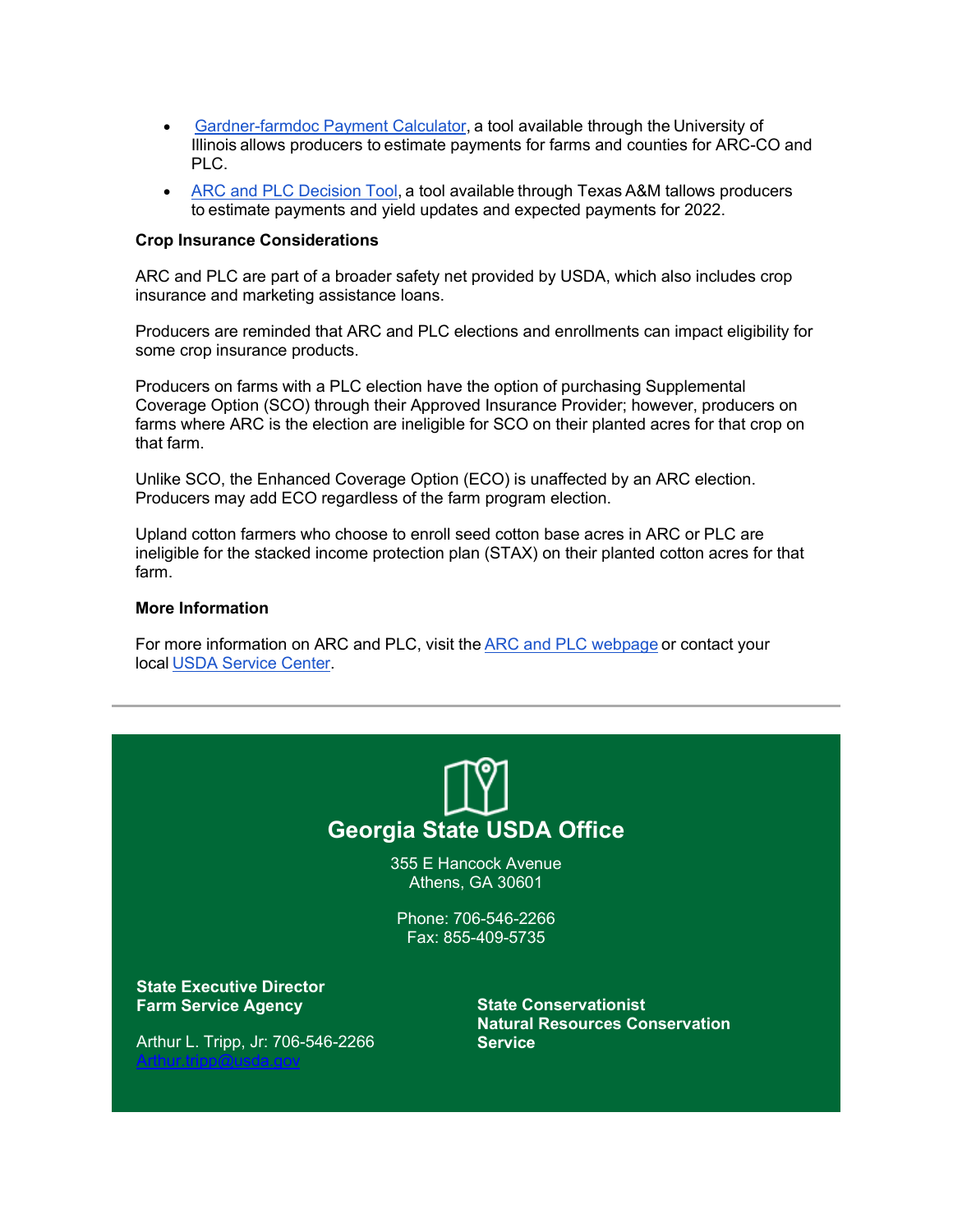- Gardner-farmdoc Payment Calculator, a tool available through the University of Illinois allows producers to estimate payments for farms and counties for ARC-CO and PLC.
- ARC and PLC Decision Tool, a tool available through Texas A&M tallows producers to estimate payments and yield updates and expected payments for 2022.

**Crop Insurance Considerations**

ARC and PLC are part of a broader safety net provided by USDA, which also includes crop insurance and marketing assistance loans.

Producers are reminded that ARC and PLC elections and enrollments can impact eligibility for some crop insurance products.

Producers on farms with a PLC election have the option of purchasing Supplemental Coverage Option (SCO) through their Approved Insurance Provider; however, producers on farms where ARC is the election are ineligible for SCO on their planted acres for that crop on that farm.

Unlike SCO, the Enhanced Coverage Option (ECO) is unaffected by an ARC election. Producers may add ECO regardless of the farm program election.

Upland cotton farmers who choose to enroll seed cotton base acres in ARC or PLC are ineligible for the stacked income protection plan (STAX) on their planted cotton acres for that farm.

**More Information**

For more information on ARC and PLC, visit the ARC and PLC webpage or contact your local USDA Service Center.

---

## Georgia State USDA Office

355 E Hancock Avenue
Athens, GA 30601

Phone: 706-546-2266
Fax: 855-409-5735

**State Executive Director**
**Farm Service Agency**

Arthur L. Tripp, Jr: 706-546-2266
Arthur.tripp@usda.gov

**State Conservationist**
**Natural Resources Conservation Service**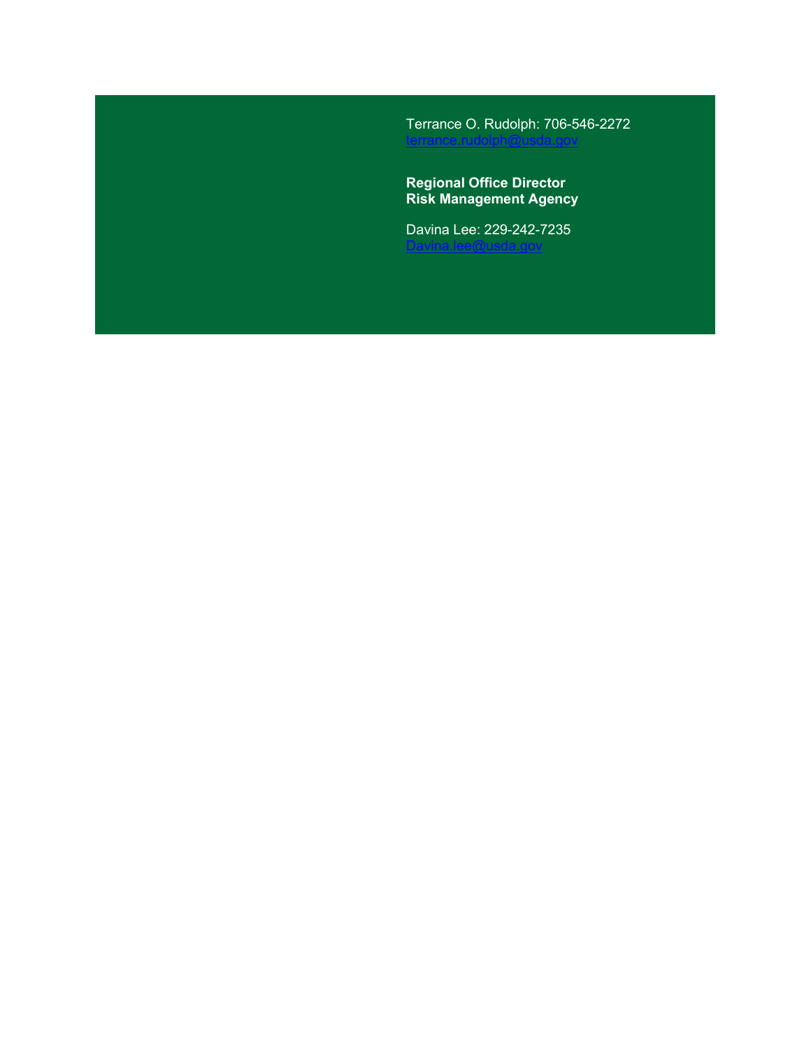Terrance O. Rudolph: 706-546-2272
terrance.rudolph@usda.gov

**Regional Office Director**
**Risk Management Agency**

Davina Lee: 229-242-7235
Davina.lee@usda.gov